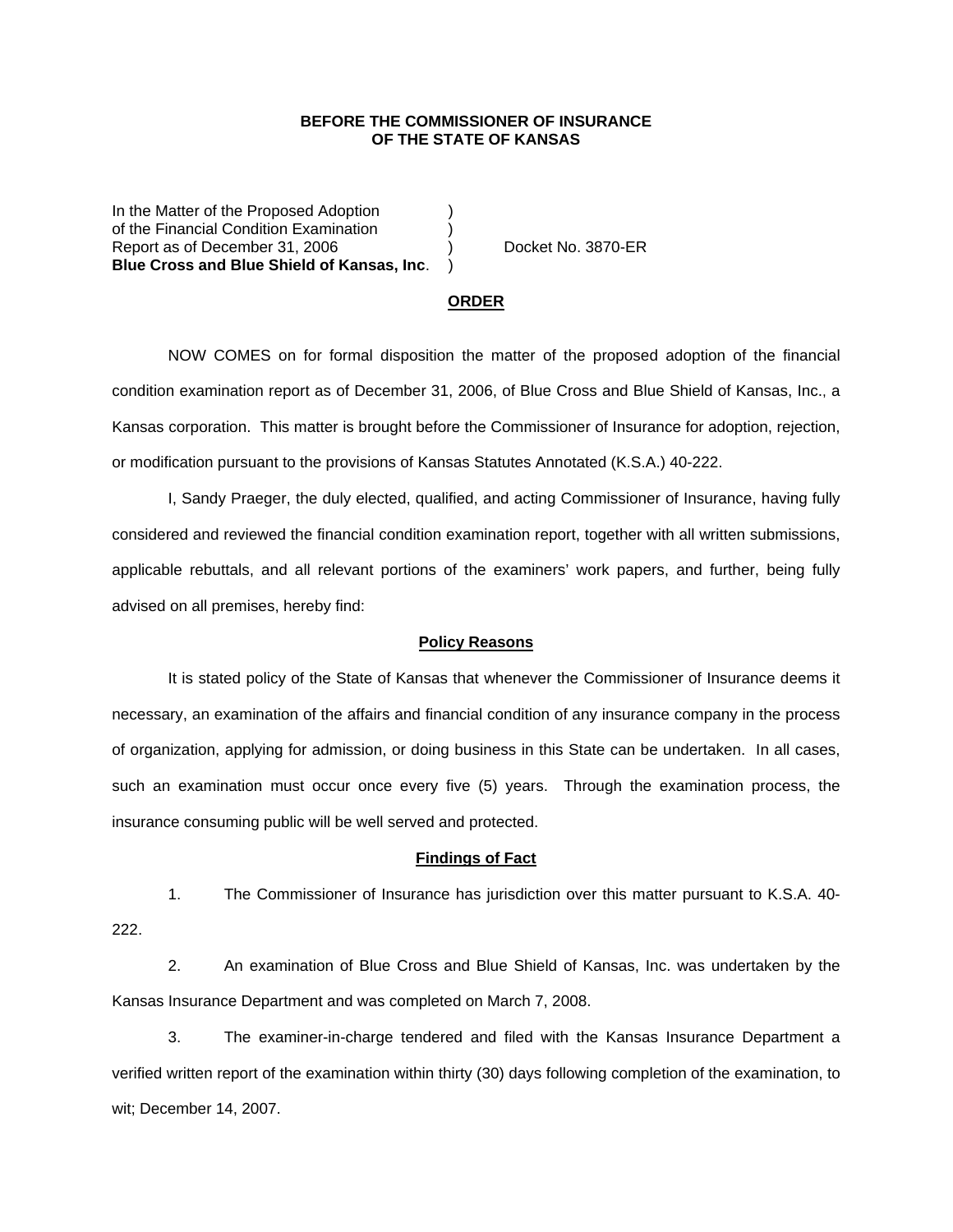**BEFORE THE COMMISSIONER OF INSURANCE**
**OF THE STATE OF KANSAS**

In the Matter of the Proposed Adoption )
of the Financial Condition Examination )
Report as of December 31, 2006 ) Docket No. 3870-ER
**Blue Cross and Blue Shield of Kansas, Inc**. )

**ORDER**

NOW COMES on for formal disposition the matter of the proposed adoption of the financial condition examination report as of December 31, 2006, of Blue Cross and Blue Shield of Kansas, Inc., a Kansas corporation. This matter is brought before the Commissioner of Insurance for adoption, rejection, or modification pursuant to the provisions of Kansas Statutes Annotated (K.S.A.) 40-222.

I, Sandy Praeger, the duly elected, qualified, and acting Commissioner of Insurance, having fully considered and reviewed the financial condition examination report, together with all written submissions, applicable rebuttals, and all relevant portions of the examiners' work papers, and further, being fully advised on all premises, hereby find:

**Policy Reasons**

It is stated policy of the State of Kansas that whenever the Commissioner of Insurance deems it necessary, an examination of the affairs and financial condition of any insurance company in the process of organization, applying for admission, or doing business in this State can be undertaken. In all cases, such an examination must occur once every five (5) years. Through the examination process, the insurance consuming public will be well served and protected.

**Findings of Fact**

1. The Commissioner of Insurance has jurisdiction over this matter pursuant to K.S.A. 40-222.

2. An examination of Blue Cross and Blue Shield of Kansas, Inc. was undertaken by the Kansas Insurance Department and was completed on March 7, 2008.

3. The examiner-in-charge tendered and filed with the Kansas Insurance Department a verified written report of the examination within thirty (30) days following completion of the examination, to wit; December 14, 2007.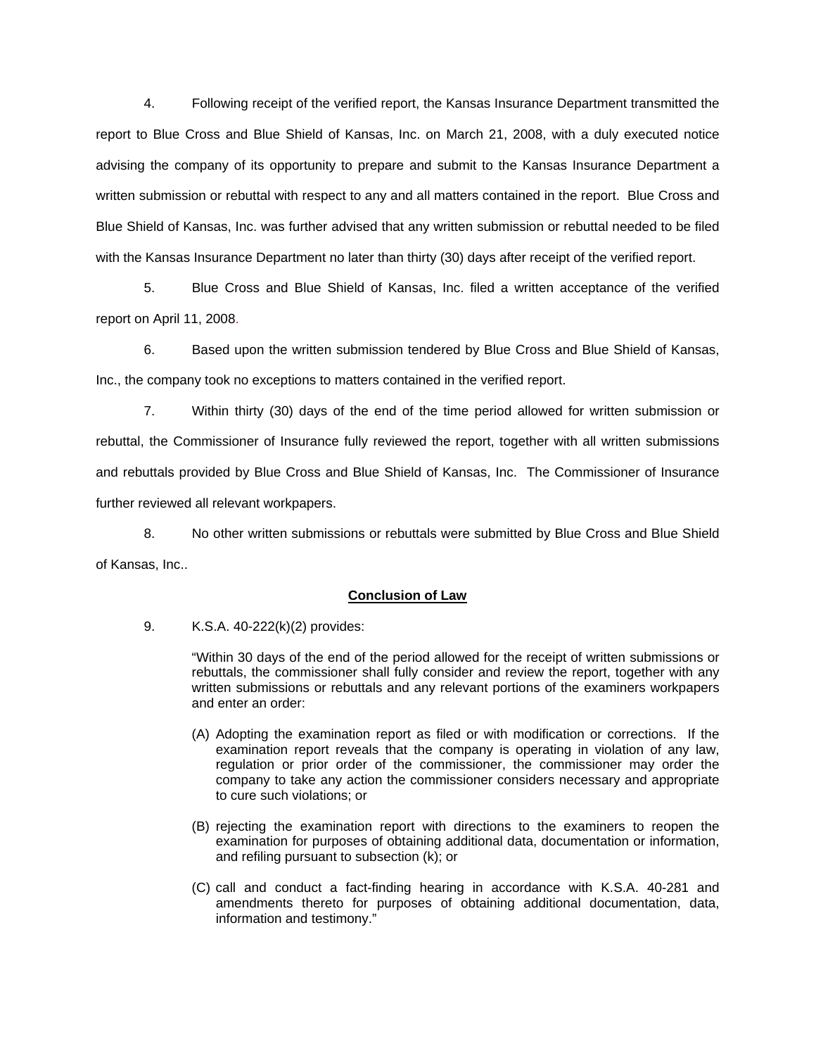4. Following receipt of the verified report, the Kansas Insurance Department transmitted the report to Blue Cross and Blue Shield of Kansas, Inc. on March 21, 2008, with a duly executed notice advising the company of its opportunity to prepare and submit to the Kansas Insurance Department a written submission or rebuttal with respect to any and all matters contained in the report. Blue Cross and Blue Shield of Kansas, Inc. was further advised that any written submission or rebuttal needed to be filed with the Kansas Insurance Department no later than thirty (30) days after receipt of the verified report.

5. Blue Cross and Blue Shield of Kansas, Inc. filed a written acceptance of the verified report on April 11, 2008.

6. Based upon the written submission tendered by Blue Cross and Blue Shield of Kansas, Inc., the company took no exceptions to matters contained in the verified report.

7. Within thirty (30) days of the end of the time period allowed for written submission or rebuttal, the Commissioner of Insurance fully reviewed the report, together with all written submissions and rebuttals provided by Blue Cross and Blue Shield of Kansas, Inc. The Commissioner of Insurance further reviewed all relevant workpapers.

8. No other written submissions or rebuttals were submitted by Blue Cross and Blue Shield of Kansas, Inc..

## Conclusion of Law

9. K.S.A. 40-222(k)(2) provides:

> "Within 30 days of the end of the period allowed for the receipt of written submissions or rebuttals, the commissioner shall fully consider and review the report, together with any written submissions or rebuttals and any relevant portions of the examiners workpapers and enter an order:
>
> (A) Adopting the examination report as filed or with modification or corrections. If the examination report reveals that the company is operating in violation of any law, regulation or prior order of the commissioner, the commissioner may order the company to take any action the commissioner considers necessary and appropriate to cure such violations; or
>
> (B) rejecting the examination report with directions to the examiners to reopen the examination for purposes of obtaining additional data, documentation or information, and refiling pursuant to subsection (k); or
>
> (C) call and conduct a fact-finding hearing in accordance with K.S.A. 40-281 and amendments thereto for purposes of obtaining additional documentation, data, information and testimony."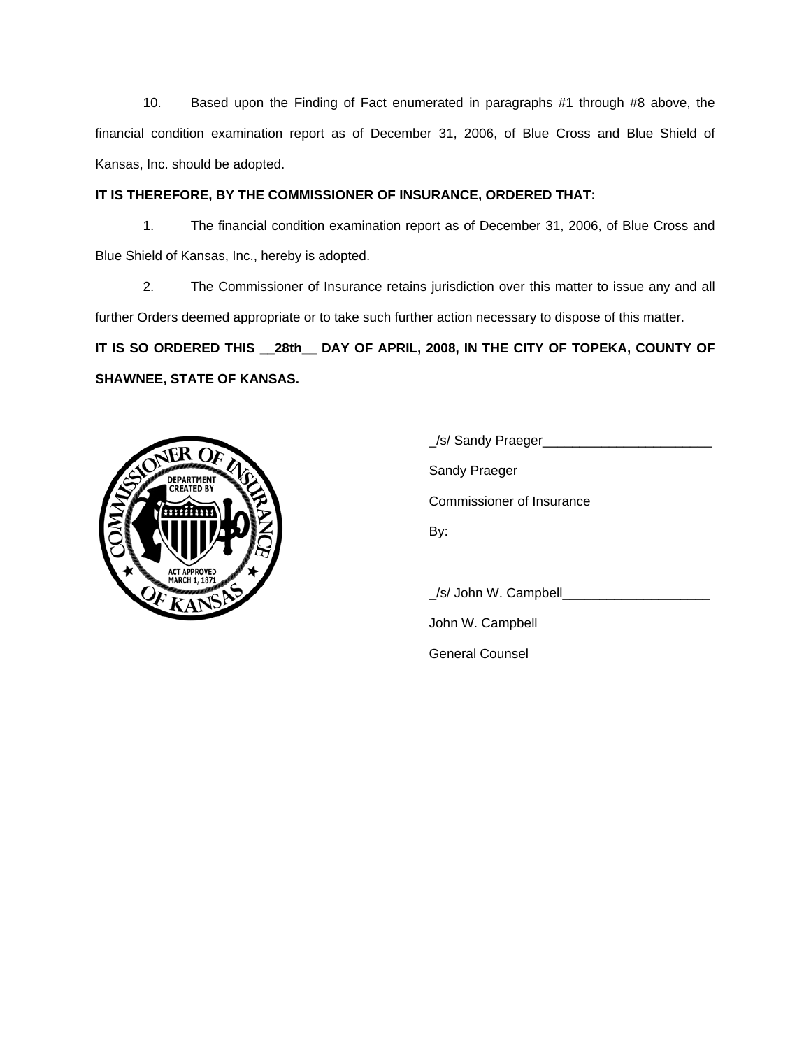10. Based upon the Finding of Fact enumerated in paragraphs #1 through #8 above, the financial condition examination report as of December 31, 2006, of Blue Cross and Blue Shield of Kansas, Inc. should be adopted.

**IT IS THEREFORE, BY THE COMMISSIONER OF INSURANCE, ORDERED THAT:**

1. The financial condition examination report as of December 31, 2006, of Blue Cross and Blue Shield of Kansas, Inc., hereby is adopted.

2. The Commissioner of Insurance retains jurisdiction over this matter to issue any and all further Orders deemed appropriate or to take such further action necessary to dispose of this matter.

**IT IS SO ORDERED THIS __28th__ DAY OF APRIL, 2008, IN THE CITY OF TOPEKA, COUNTY OF SHAWNEE, STATE OF KANSAS.**

COMMISSIONER OF INSURANCE
DEPARTMENT CREATED BY
ACT APPROVED MARCH 1, 1871
OF KANSAS

_/s/ Sandy Praeger_______________________

Sandy Praeger

Commissioner of Insurance

By:

_/s/ John W. Campbell____________________

John W. Campbell

General Counsel